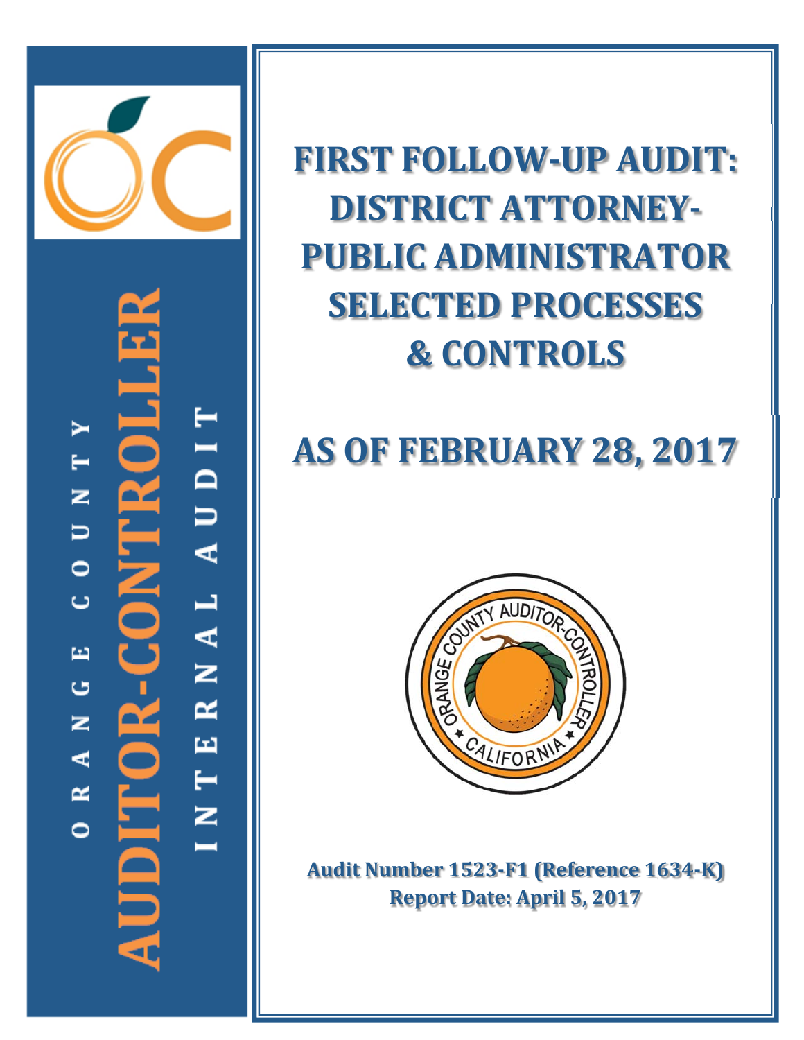ORANGE COUNTY

AUDITOR-CONTROLLER

INTERNAL AUDIT

# FIRST FOLLOW-UP AUDIT: DISTRICT ATTORNEY-PUBLIC ADMINISTRATOR SELECTED PROCESSES & CONTROLS

# AS OF FEBRUARY 28, 2017

**Audit Number 1523-F1 (Reference 1634-K)**
**Report Date: April 5, 2017**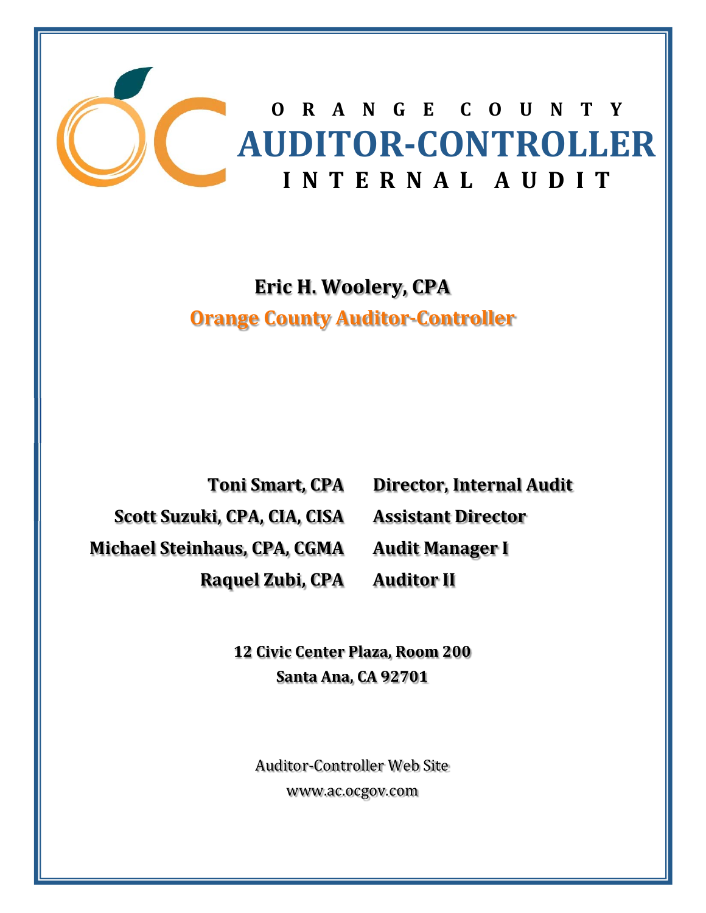# ORANGE COUNTY
# AUDITOR-CONTROLLER
## INTERNAL AUDIT

**Eric H. Woolery, CPA**

**Orange County Auditor-Controller**

| | |
|---|---|
| **Toni Smart, CPA** | **Director, Internal Audit** |
| **Scott Suzuki, CPA, CIA, CISA** | **Assistant Director** |
| **Michael Steinhaus, CPA, CGMA** | **Audit Manager I** |
| **Raquel Zubi, CPA** | **Auditor II** |

**12 Civic Center Plaza, Room 200**
**Santa Ana, CA 92701**

Auditor-Controller Web Site
www.ac.ocgov.com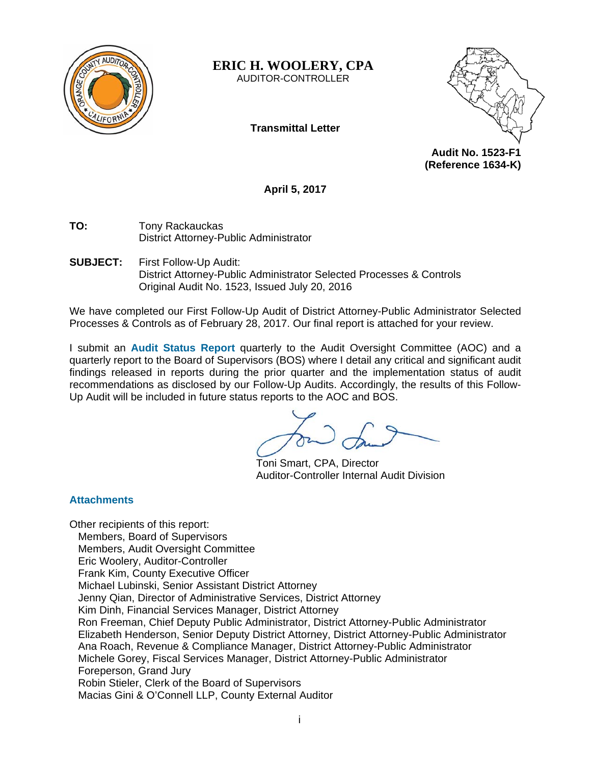# ERIC H. WOOLERY, CPA

AUDITOR-CONTROLLER

**Transmittal Letter**

**Audit No. 1523-F1**
**(Reference 1634-K)**

**April 5, 2017**

**TO:** Tony Rackauckas
District Attorney-Public Administrator

**SUBJECT:** First Follow-Up Audit:
District Attorney-Public Administrator Selected Processes & Controls
Original Audit No. 1523, Issued July 20, 2016

We have completed our First Follow-Up Audit of District Attorney-Public Administrator Selected Processes & Controls as of February 28, 2017. Our final report is attached for your review.

I submit an **Audit Status Report** quarterly to the Audit Oversight Committee (AOC) and a quarterly report to the Board of Supervisors (BOS) where I detail any critical and significant audit findings released in reports during the prior quarter and the implementation status of audit recommendations as disclosed by our Follow-Up Audits. Accordingly, the results of this Follow-Up Audit will be included in future status reports to the AOC and BOS.

Toni Smart, CPA, Director
Auditor-Controller Internal Audit Division

**Attachments**

Other recipients of this report:
- Members, Board of Supervisors
- Members, Audit Oversight Committee
- Eric Woolery, Auditor-Controller
- Frank Kim, County Executive Officer
- Michael Lubinski, Senior Assistant District Attorney
- Jenny Qian, Director of Administrative Services, District Attorney
- Kim Dinh, Financial Services Manager, District Attorney
- Ron Freeman, Chief Deputy Public Administrator, District Attorney-Public Administrator
- Elizabeth Henderson, Senior Deputy District Attorney, District Attorney-Public Administrator
- Ana Roach, Revenue & Compliance Manager, District Attorney-Public Administrator
- Michele Gorey, Fiscal Services Manager, District Attorney-Public Administrator
- Foreperson, Grand Jury
- Robin Stieler, Clerk of the Board of Supervisors
- Macias Gini & O'Connell LLP, County External Auditor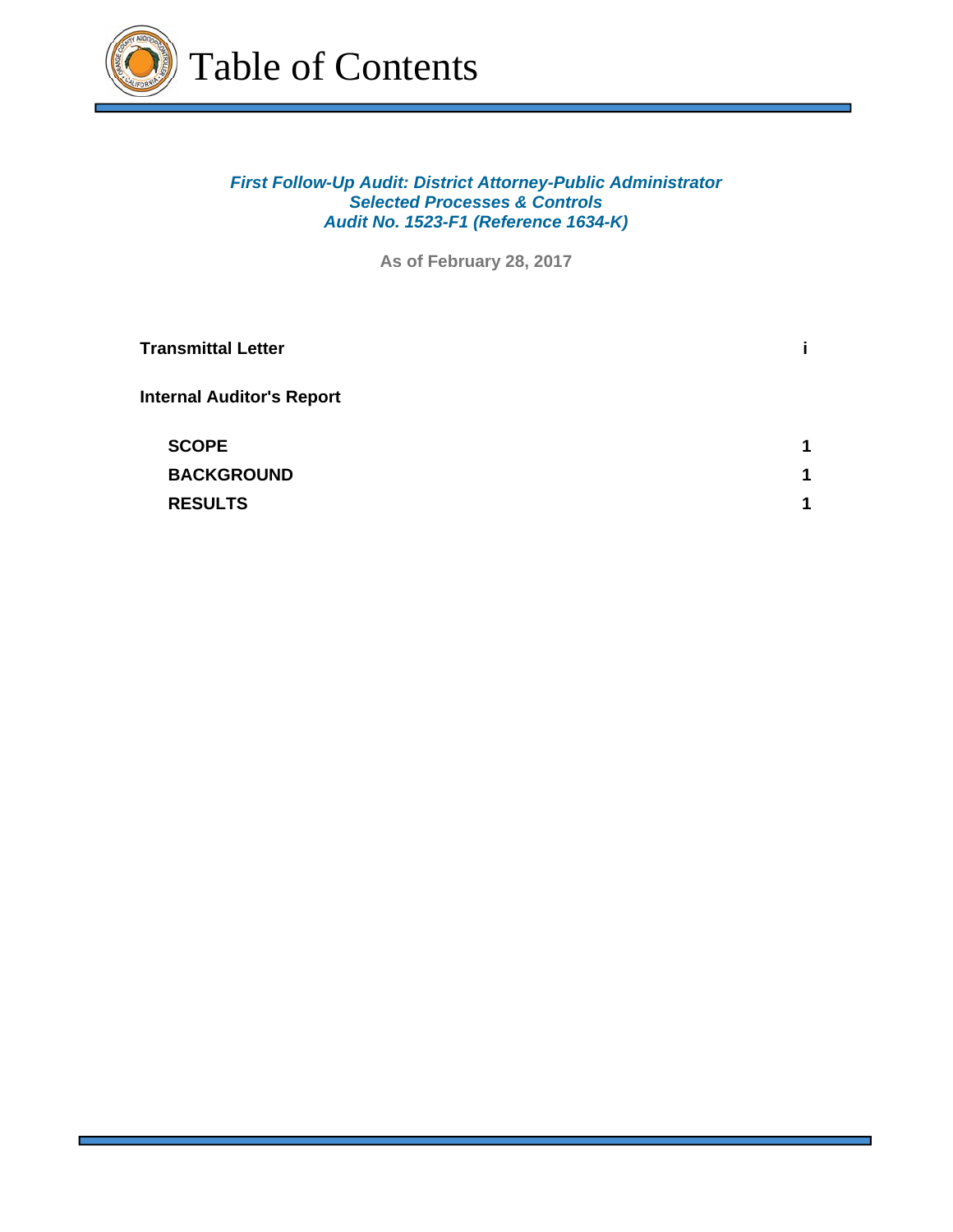# Table of Contents

***First Follow-Up Audit: District Attorney-Public Administrator***
***Selected Processes & Controls***
***Audit No. 1523-F1 (Reference 1634-K)***

**As of February 28, 2017**

| | |
|---|---|
| **Transmittal Letter** | **i** |
| **Internal Auditor's Report** | |
| **SCOPE** | **1** |
| **BACKGROUND** | **1** |
| **RESULTS** | **1** |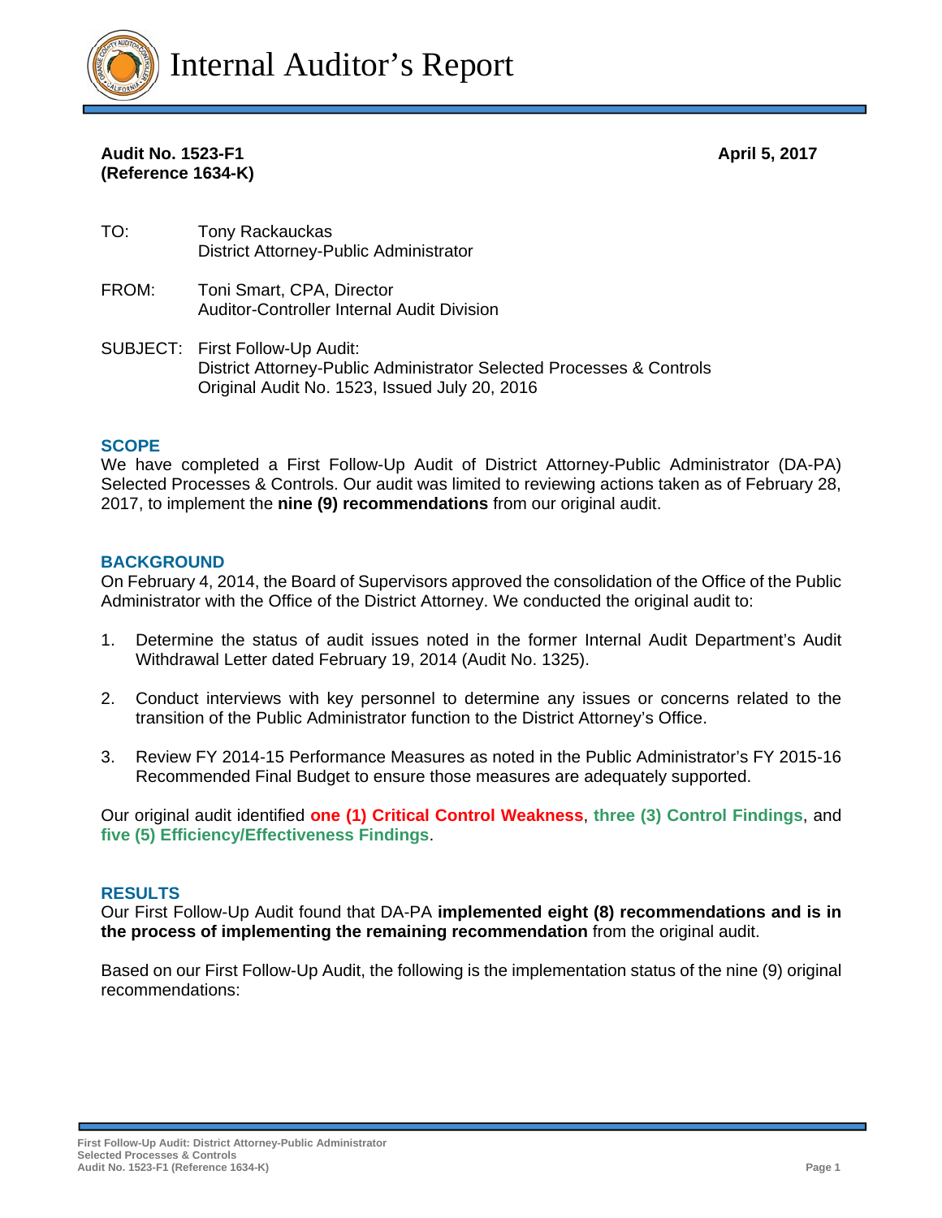# Internal Auditor's Report

**Audit No. 1523-F1** **April 5, 2017**
**(Reference 1634-K)**

TO: Tony Rackauckas
District Attorney-Public Administrator

FROM: Toni Smart, CPA, Director
Auditor-Controller Internal Audit Division

SUBJECT: First Follow-Up Audit:
District Attorney-Public Administrator Selected Processes & Controls
Original Audit No. 1523, Issued July 20, 2016

## SCOPE

We have completed a First Follow-Up Audit of District Attorney-Public Administrator (DA-PA) Selected Processes & Controls. Our audit was limited to reviewing actions taken as of February 28, 2017, to implement the **nine (9) recommendations** from our original audit.

## BACKGROUND

On February 4, 2014, the Board of Supervisors approved the consolidation of the Office of the Public Administrator with the Office of the District Attorney. We conducted the original audit to:

1. Determine the status of audit issues noted in the former Internal Audit Department's Audit Withdrawal Letter dated February 19, 2014 (Audit No. 1325).
2. Conduct interviews with key personnel to determine any issues or concerns related to the transition of the Public Administrator function to the District Attorney's Office.
3. Review FY 2014-15 Performance Measures as noted in the Public Administrator's FY 2015-16 Recommended Final Budget to ensure those measures are adequately supported.

Our original audit identified **one (1) Critical Control Weakness**, **three (3) Control Findings**, and **five (5) Efficiency/Effectiveness Findings**.

## RESULTS

Our First Follow-Up Audit found that DA-PA **implemented eight (8) recommendations and is in the process of implementing the remaining recommendation** from the original audit.

Based on our First Follow-Up Audit, the following is the implementation status of the nine (9) original recommendations: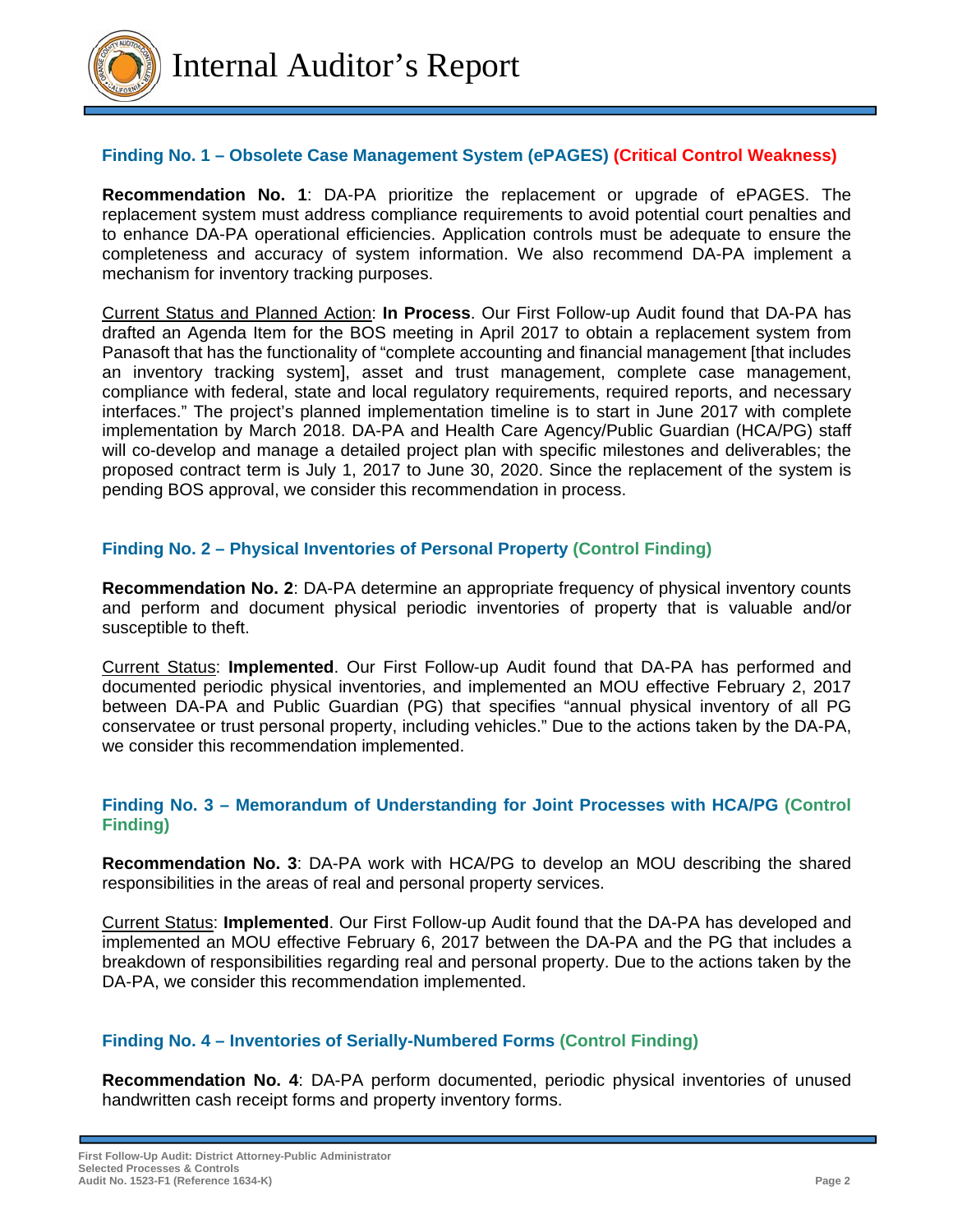### Finding No. 1 – Obsolete Case Management System (ePAGES) (Critical Control Weakness)

**Recommendation No. 1**: DA-PA prioritize the replacement or upgrade of ePAGES. The replacement system must address compliance requirements to avoid potential court penalties and to enhance DA-PA operational efficiencies. Application controls must be adequate to ensure the completeness and accuracy of system information. We also recommend DA-PA implement a mechanism for inventory tracking purposes.

Current Status and Planned Action: **In Process**. Our First Follow-up Audit found that DA-PA has drafted an Agenda Item for the BOS meeting in April 2017 to obtain a replacement system from Panasoft that has the functionality of "complete accounting and financial management [that includes an inventory tracking system], asset and trust management, complete case management, compliance with federal, state and local regulatory requirements, required reports, and necessary interfaces." The project's planned implementation timeline is to start in June 2017 with complete implementation by March 2018. DA-PA and Health Care Agency/Public Guardian (HCA/PG) staff will co-develop and manage a detailed project plan with specific milestones and deliverables; the proposed contract term is July 1, 2017 to June 30, 2020. Since the replacement of the system is pending BOS approval, we consider this recommendation in process.

### Finding No. 2 – Physical Inventories of Personal Property (Control Finding)

**Recommendation No. 2**: DA-PA determine an appropriate frequency of physical inventory counts and perform and document physical periodic inventories of property that is valuable and/or susceptible to theft.

Current Status: **Implemented**. Our First Follow-up Audit found that DA-PA has performed and documented periodic physical inventories, and implemented an MOU effective February 2, 2017 between DA-PA and Public Guardian (PG) that specifies "annual physical inventory of all PG conservatee or trust personal property, including vehicles." Due to the actions taken by the DA-PA, we consider this recommendation implemented.

### Finding No. 3 – Memorandum of Understanding for Joint Processes with HCA/PG (Control Finding)

**Recommendation No. 3**: DA-PA work with HCA/PG to develop an MOU describing the shared responsibilities in the areas of real and personal property services.

Current Status: **Implemented**. Our First Follow-up Audit found that the DA-PA has developed and implemented an MOU effective February 6, 2017 between the DA-PA and the PG that includes a breakdown of responsibilities regarding real and personal property. Due to the actions taken by the DA-PA, we consider this recommendation implemented.

### Finding No. 4 – Inventories of Serially-Numbered Forms (Control Finding)

**Recommendation No. 4**: DA-PA perform documented, periodic physical inventories of unused handwritten cash receipt forms and property inventory forms.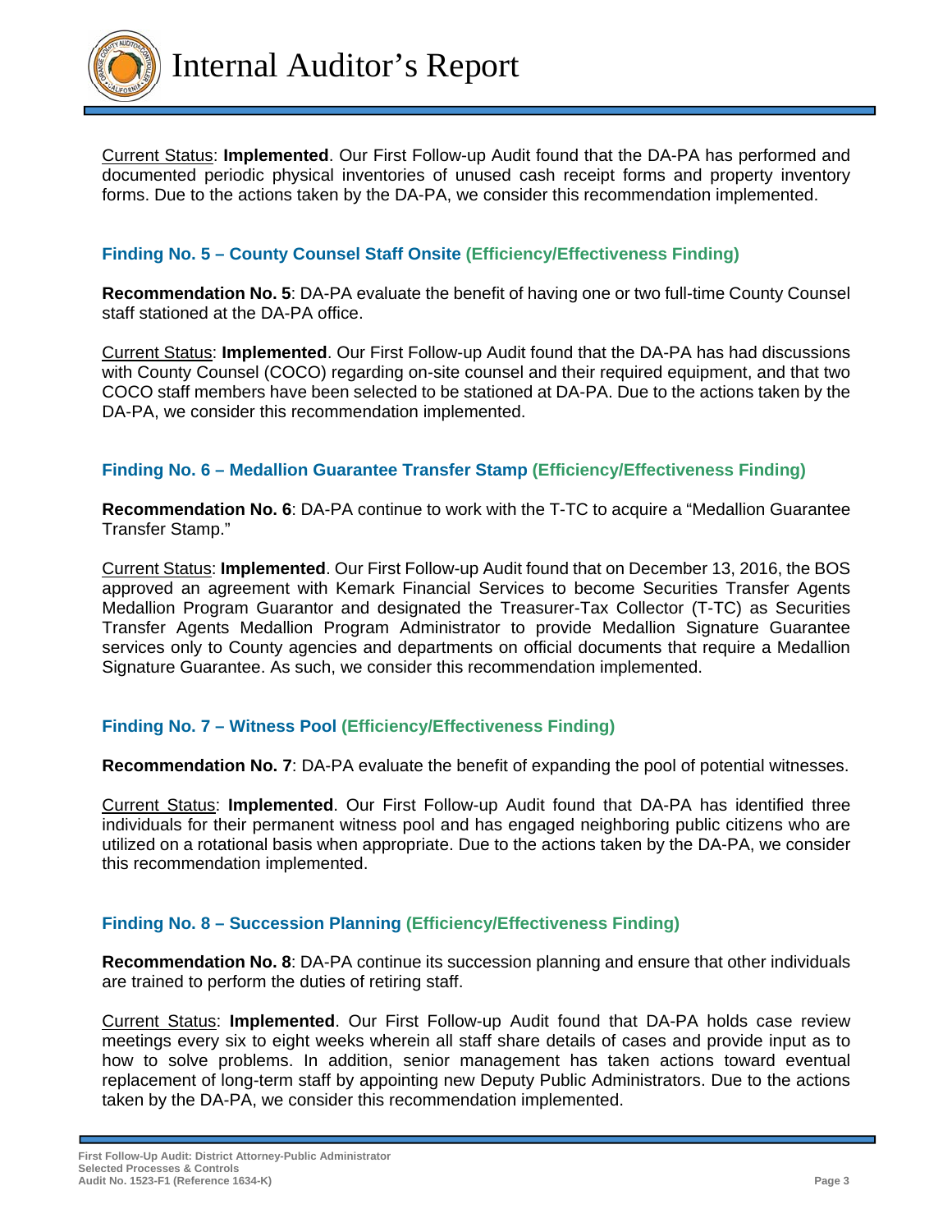<u>Current Status</u>: **Implemented**. Our First Follow-up Audit found that the DA-PA has performed and documented periodic physical inventories of unused cash receipt forms and property inventory forms. Due to the actions taken by the DA-PA, we consider this recommendation implemented.

### Finding No. 5 – County Counsel Staff Onsite (Efficiency/Effectiveness Finding)

**Recommendation No. 5**: DA-PA evaluate the benefit of having one or two full-time County Counsel staff stationed at the DA-PA office.

<u>Current Status</u>: **Implemented**. Our First Follow-up Audit found that the DA-PA has had discussions with County Counsel (COCO) regarding on-site counsel and their required equipment, and that two COCO staff members have been selected to be stationed at DA-PA. Due to the actions taken by the DA-PA, we consider this recommendation implemented.

### Finding No. 6 – Medallion Guarantee Transfer Stamp (Efficiency/Effectiveness Finding)

**Recommendation No. 6**: DA-PA continue to work with the T-TC to acquire a "Medallion Guarantee Transfer Stamp."

<u>Current Status</u>: **Implemented**. Our First Follow-up Audit found that on December 13, 2016, the BOS approved an agreement with Kemark Financial Services to become Securities Transfer Agents Medallion Program Guarantor and designated the Treasurer-Tax Collector (T-TC) as Securities Transfer Agents Medallion Program Administrator to provide Medallion Signature Guarantee services only to County agencies and departments on official documents that require a Medallion Signature Guarantee. As such, we consider this recommendation implemented.

### Finding No. 7 – Witness Pool (Efficiency/Effectiveness Finding)

**Recommendation No. 7**: DA-PA evaluate the benefit of expanding the pool of potential witnesses.

<u>Current Status</u>: **Implemented**. Our First Follow-up Audit found that DA-PA has identified three individuals for their permanent witness pool and has engaged neighboring public citizens who are utilized on a rotational basis when appropriate. Due to the actions taken by the DA-PA, we consider this recommendation implemented.

### Finding No. 8 – Succession Planning (Efficiency/Effectiveness Finding)

**Recommendation No. 8**: DA-PA continue its succession planning and ensure that other individuals are trained to perform the duties of retiring staff.

<u>Current Status</u>: **Implemented**. Our First Follow-up Audit found that DA-PA holds case review meetings every six to eight weeks wherein all staff share details of cases and provide input as to how to solve problems. In addition, senior management has taken actions toward eventual replacement of long-term staff by appointing new Deputy Public Administrators. Due to the actions taken by the DA-PA, we consider this recommendation implemented.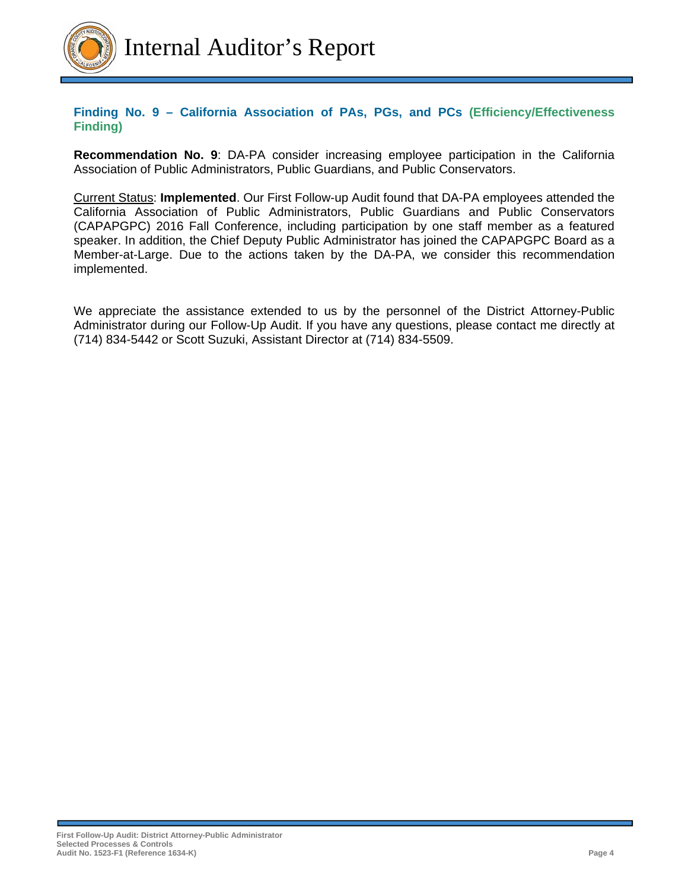### Finding No. 9 – California Association of PAs, PGs, and PCs (Efficiency/Effectiveness Finding)

**Recommendation No. 9**: DA-PA consider increasing employee participation in the California Association of Public Administrators, Public Guardians, and Public Conservators.

Current Status: **Implemented**. Our First Follow-up Audit found that DA-PA employees attended the California Association of Public Administrators, Public Guardians and Public Conservators (CAPAPGPC) 2016 Fall Conference, including participation by one staff member as a featured speaker. In addition, the Chief Deputy Public Administrator has joined the CAPAPGPC Board as a Member-at-Large. Due to the actions taken by the DA-PA, we consider this recommendation implemented.

We appreciate the assistance extended to us by the personnel of the District Attorney-Public Administrator during our Follow-Up Audit. If you have any questions, please contact me directly at (714) 834-5442 or Scott Suzuki, Assistant Director at (714) 834-5509.